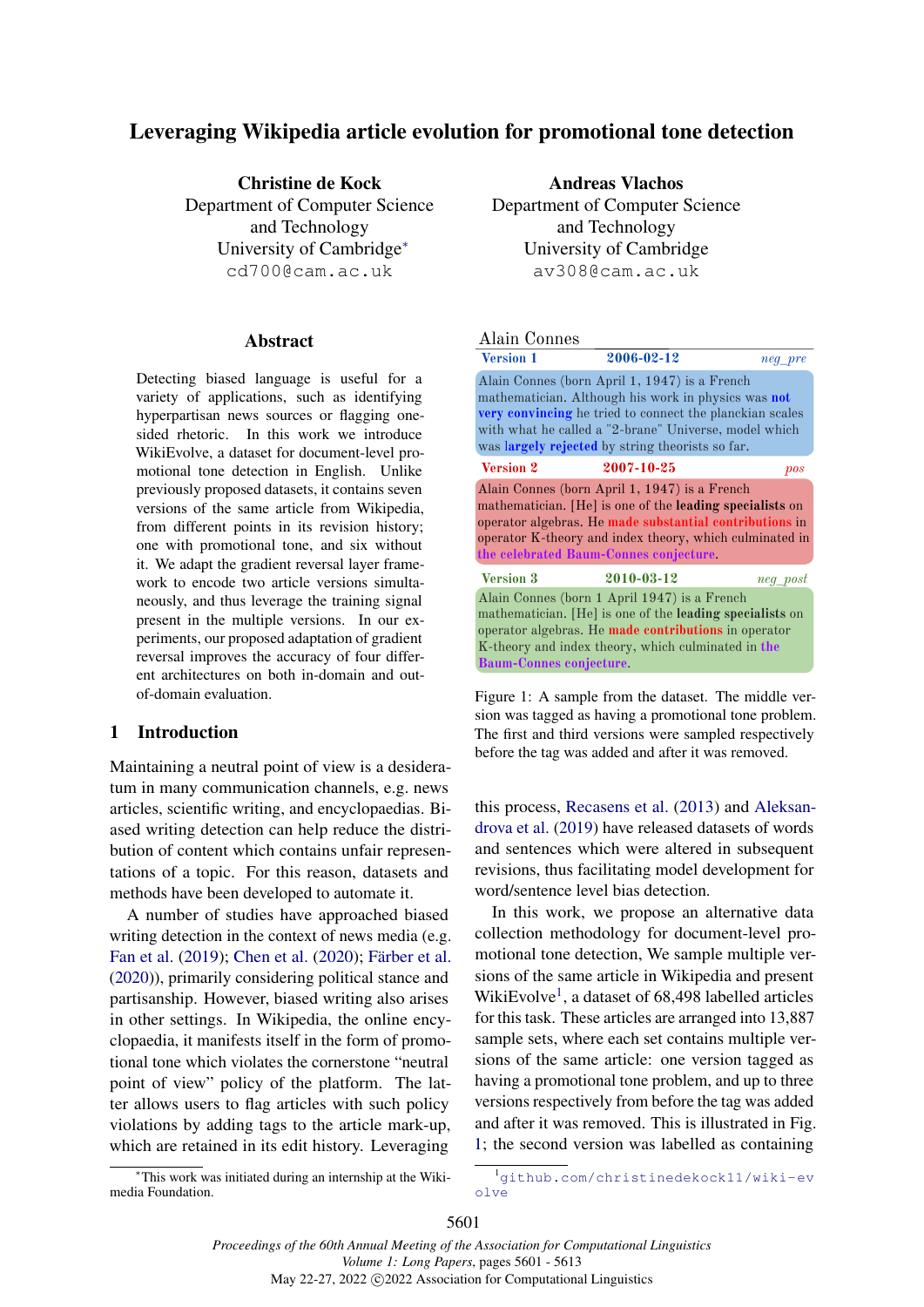# Leveraging Wikipedia article evolution for promotional tone detection

**Christine de Kock**
Department of Computer Science and Technology
University of Cambridge*
cd700@cam.ac.uk

**Andreas Vlachos**
Department of Computer Science and Technology
University of Cambridge
av308@cam.ac.uk

## Abstract

Detecting biased language is useful for a variety of applications, such as identifying hyperpartisan news sources or flagging one-sided rhetoric. In this work we introduce WikiEvolve, a dataset for document-level promotional tone detection in English. Unlike previously proposed datasets, it contains seven versions of the same article from Wikipedia, from different points in its revision history; one with promotional tone, and six without it. We adapt the gradient reversal layer framework to encode two article versions simultaneously, and thus leverage the training signal present in the multiple versions. In our experiments, our proposed adaptation of gradient reversal improves the accuracy of four different architectures on both in-domain and out-of-domain evaluation.

## 1 Introduction

Maintaining a neutral point of view is a desideratum in many communication channels, e.g. news articles, scientific writing, and encyclopaedias. Biased writing detection can help reduce the distribution of content which contains unfair representations of a topic. For this reason, datasets and methods have been developed to automate it.

A number of studies have approached biased writing detection in the context of news media (e.g. Fan et al. (2019); Chen et al. (2020); Färber et al. (2020)), primarily considering political stance and partisanship. However, biased writing also arises in other settings. In Wikipedia, the online encyclopaedia, it manifests itself in the form of promotional tone which violates the cornerstone "neutral point of view" policy of the platform. The latter allows users to flag articles with such policy violations by adding tags to the article mark-up, which are retained in its edit history. Leveraging this process, Recasens et al. (2013) and Aleksandrova et al. (2019) have released datasets of words and sentences which were altered in subsequent revisions, thus facilitating model development for word/sentence level bias detection.

In this work, we propose an alternative data collection methodology for document-level promotional tone detection, We sample multiple versions of the same article in Wikipedia and present WikiEvolve[1], a dataset of 68,498 labelled articles for this task. These articles are arranged into 13,887 sample sets, where each set contains multiple versions of the same article: one version tagged as having a promotional tone problem, and up to three versions respectively from before the tag was added and after it was removed. This is illustrated in Fig. 1; the second version was labelled as containing

Alain Connes

**Version 1** **2006-02-12** *neg_pre*

Alain Connes (born April 1, 1947) is a French mathematician. Although his work in physics was **not very convincing** he tried to connect the planckian scales with what he called a "2-brane" Universe, model which was **largely rejected** by string theorists so far.

**Version 2** **2007-10-25** *pos*

Alain Connes (born April 1, 1947) is a French mathematician. [He] is one of the **leading specialists** on operator algebras. He **made substantial contributions** in operator K-theory and index theory, which culminated in **the celebrated Baum-Connes conjecture**.

**Version 3** **2010-03-12** *neg_post*

Alain Connes (born 1 April 1947) is a French mathematician. [He] is one of the **leading specialists** on operator algebras. He **made contributions** in operator K-theory and index theory, which culminated in **the Baum-Connes conjecture**.

Figure 1: A sample from the dataset. The middle version was tagged as having a promotional tone problem. The first and third versions were sampled respectively before the tag was added and after it was removed.

*This work was initiated during an internship at the Wikimedia Foundation.

[1] github.com/christinedekock11/wiki-evolve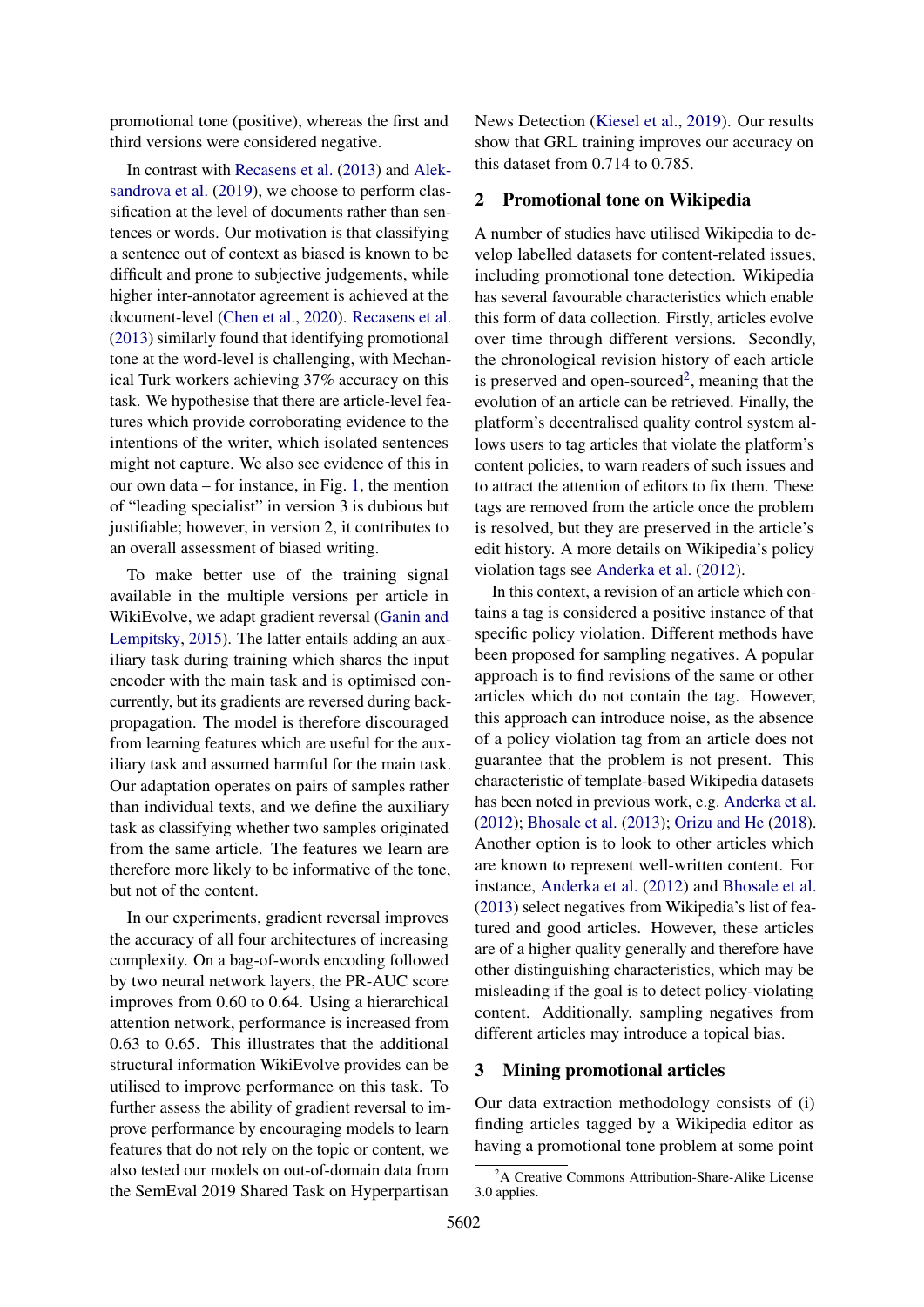promotional tone (positive), whereas the first and third versions were considered negative.

In contrast with Recasens et al. (2013) and Aleksandrova et al. (2019), we choose to perform classification at the level of documents rather than sentences or words. Our motivation is that classifying a sentence out of context as biased is known to be difficult and prone to subjective judgements, while higher inter-annotator agreement is achieved at the document-level (Chen et al., 2020). Recasens et al. (2013) similarly found that identifying promotional tone at the word-level is challenging, with Mechanical Turk workers achieving 37% accuracy on this task. We hypothesise that there are article-level features which provide corroborating evidence to the intentions of the writer, which isolated sentences might not capture. We also see evidence of this in our own data – for instance, in Fig. 1, the mention of "leading specialist" in version 3 is dubious but justifiable; however, in version 2, it contributes to an overall assessment of biased writing.

To make better use of the training signal available in the multiple versions per article in WikiEvolve, we adapt gradient reversal (Ganin and Lempitsky, 2015). The latter entails adding an auxiliary task during training which shares the input encoder with the main task and is optimised concurrently, but its gradients are reversed during backpropagation. The model is therefore discouraged from learning features which are useful for the auxiliary task and assumed harmful for the main task. Our adaptation operates on pairs of samples rather than individual texts, and we define the auxiliary task as classifying whether two samples originated from the same article. The features we learn are therefore more likely to be informative of the tone, but not of the content.

In our experiments, gradient reversal improves the accuracy of all four architectures of increasing complexity. On a bag-of-words encoding followed by two neural network layers, the PR-AUC score improves from 0.60 to 0.64. Using a hierarchical attention network, performance is increased from 0.63 to 0.65. This illustrates that the additional structural information WikiEvolve provides can be utilised to improve performance on this task. To further assess the ability of gradient reversal to improve performance by encouraging models to learn features that do not rely on the topic or content, we also tested our models on out-of-domain data from the SemEval 2019 Shared Task on Hyperpartisan News Detection (Kiesel et al., 2019). Our results show that GRL training improves our accuracy on this dataset from 0.714 to 0.785.

## 2 Promotional tone on Wikipedia

A number of studies have utilised Wikipedia to develop labelled datasets for content-related issues, including promotional tone detection. Wikipedia has several favourable characteristics which enable this form of data collection. Firstly, articles evolve over time through different versions. Secondly, the chronological revision history of each article is preserved and open-sourced[2], meaning that the evolution of an article can be retrieved. Finally, the platform's decentralised quality control system allows users to tag articles that violate the platform's content policies, to warn readers of such issues and to attract the attention of editors to fix them. These tags are removed from the article once the problem is resolved, but they are preserved in the article's edit history. A more details on Wikipedia's policy violation tags see Anderka et al. (2012).

In this context, a revision of an article which contains a tag is considered a positive instance of that specific policy violation. Different methods have been proposed for sampling negatives. A popular approach is to find revisions of the same or other articles which do not contain the tag. However, this approach can introduce noise, as the absence of a policy violation tag from an article does not guarantee that the problem is not present. This characteristic of template-based Wikipedia datasets has been noted in previous work, e.g. Anderka et al. (2012); Bhosale et al. (2013); Orizu and He (2018). Another option is to look to other articles which are known to represent well-written content. For instance, Anderka et al. (2012) and Bhosale et al. (2013) select negatives from Wikipedia's list of featured and good articles. However, these articles are of a higher quality generally and therefore have other distinguishing characteristics, which may be misleading if the goal is to detect policy-violating content. Additionally, sampling negatives from different articles may introduce a topical bias.

## 3 Mining promotional articles

Our data extraction methodology consists of (i) finding articles tagged by a Wikipedia editor as having a promotional tone problem at some point

[2] A Creative Commons Attribution-Share-Alike License 3.0 applies.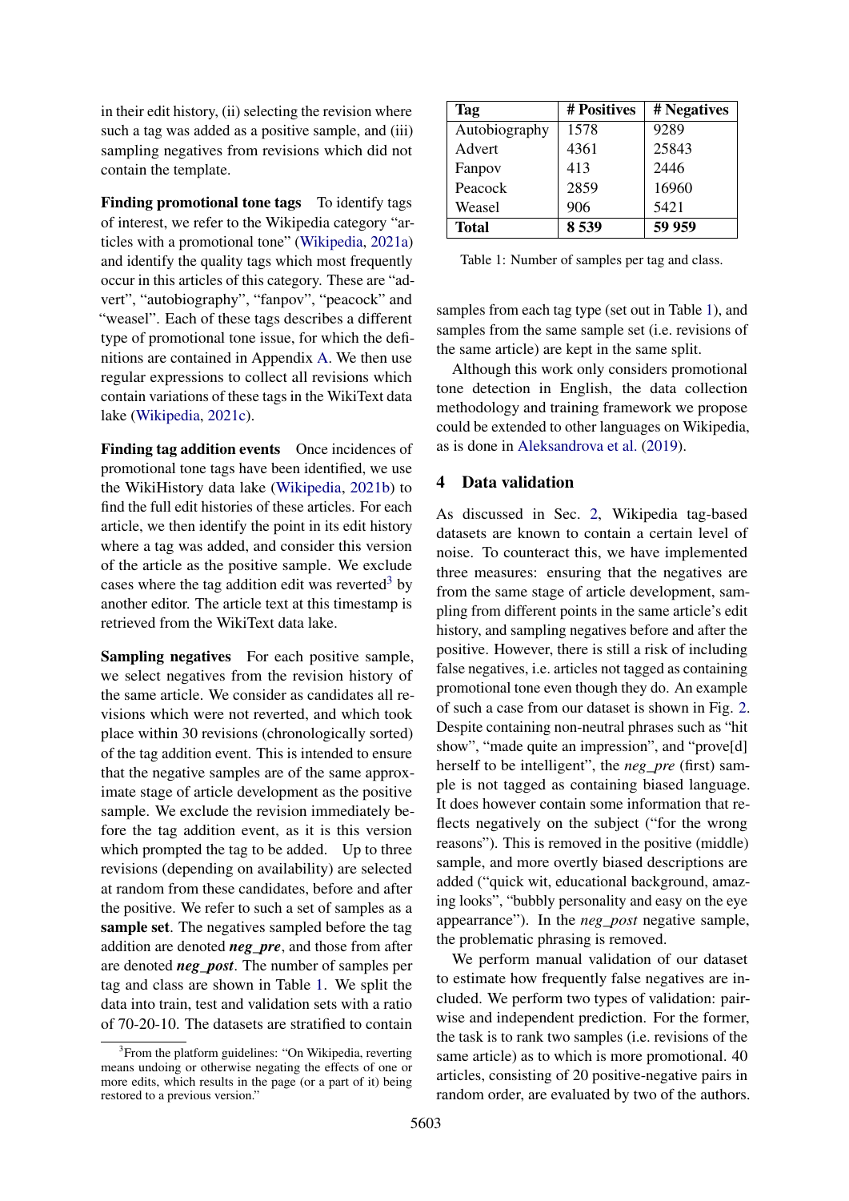in their edit history, (ii) selecting the revision where such a tag was added as a positive sample, and (iii) sampling negatives from revisions which did not contain the template.

**Finding promotional tone tags** To identify tags of interest, we refer to the Wikipedia category "articles with a promotional tone" (Wikipedia, 2021a) and identify the quality tags which most frequently occur in this articles of this category. These are "advert", "autobiography", "fanpov", "peacock" and "weasel". Each of these tags describes a different type of promotional tone issue, for which the definitions are contained in Appendix A. We then use regular expressions to collect all revisions which contain variations of these tags in the WikiText data lake (Wikipedia, 2021c).

**Finding tag addition events** Once incidences of promotional tone tags have been identified, we use the WikiHistory data lake (Wikipedia, 2021b) to find the full edit histories of these articles. For each article, we then identify the point in its edit history where a tag was added, and consider this version of the article as the positive sample. We exclude cases where the tag addition edit was reverted[3] by another editor. The article text at this timestamp is retrieved from the WikiText data lake.

**Sampling negatives** For each positive sample, we select negatives from the revision history of the same article. We consider as candidates all revisions which were not reverted, and which took place within 30 revisions (chronologically sorted) of the tag addition event. This is intended to ensure that the negative samples are of the same approximate stage of article development as the positive sample. We exclude the revision immediately before the tag addition event, as it is this version which prompted the tag to be added. Up to three revisions (depending on availability) are selected at random from these candidates, before and after the positive. We refer to such a set of samples as a **sample set**. The negatives sampled before the tag addition are denoted ***neg_pre***, and those from after are denoted ***neg_post***. The number of samples per tag and class are shown in Table 1. We split the data into train, test and validation sets with a ratio of 70-20-10. The datasets are stratified to contain samples from each tag type (set out in Table 1), and samples from the same sample set (i.e. revisions of the same article) are kept in the same split.

[3] From the platform guidelines: "On Wikipedia, reverting means undoing or otherwise negating the effects of one or more edits, which results in the page (or a part of it) being restored to a previous version."

| Tag | # Positives | # Negatives |
|---|---|---|
| Autobiography | 1578 | 9289 |
| Advert | 4361 | 25843 |
| Fanpov | 413 | 2446 |
| Peacock | 2859 | 16960 |
| Weasel | 906 | 5421 |
| **Total** | **8 539** | **59 959** |

Table 1: Number of samples per tag and class.

Although this work only considers promotional tone detection in English, the data collection methodology and training framework we propose could be extended to other languages on Wikipedia, as is done in Aleksandrova et al. (2019).

## 4 Data validation

As discussed in Sec. 2, Wikipedia tag-based datasets are known to contain a certain level of noise. To counteract this, we have implemented three measures: ensuring that the negatives are from the same stage of article development, sampling from different points in the same article's edit history, and sampling negatives before and after the positive. However, there is still a risk of including false negatives, i.e. articles not tagged as containing promotional tone even though they do. An example of such a case from our dataset is shown in Fig. 2. Despite containing non-neutral phrases such as "hit show", "made quite an impression", and "prove[d] herself to be intelligent", the *neg_pre* (first) sample is not tagged as containing biased language. It does however contain some information that reflects negatively on the subject ("for the wrong reasons"). This is removed in the positive (middle) sample, and more overtly biased descriptions are added ("quick wit, educational background, amazing looks", "bubbly personality and easy on the eye appearance"). In the *neg_post* negative sample, the problematic phrasing is removed.

We perform manual validation of our dataset to estimate how frequently false negatives are included. We perform two types of validation: pairwise and independent prediction. For the former, the task is to rank two samples (i.e. revisions of the same article) as to which is more promotional. 40 articles, consisting of 20 positive-negative pairs in random order, are evaluated by two of the authors.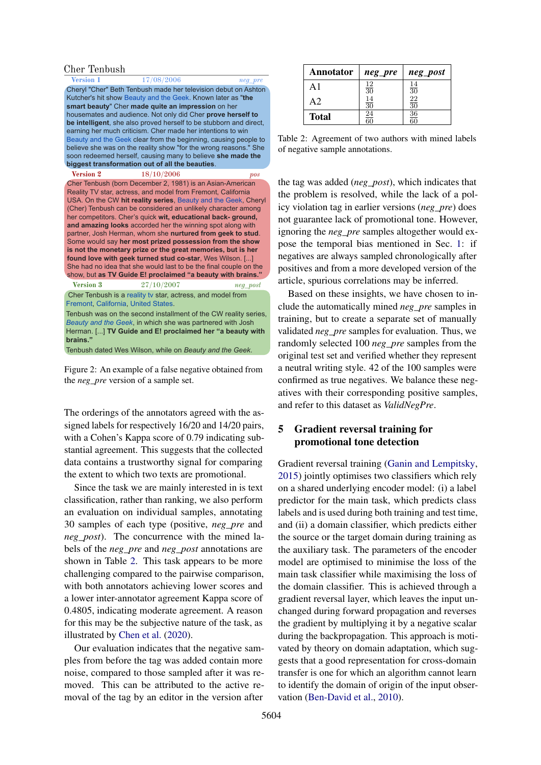Cher Tenbush

**Version 1** 17/08/2006 *neg_pre*

Cheryl "Cher" Beth Tenbush made her television debut on Ashton Kutcher's hit show Beauty and the Geek. Known later as "**the smart beauty**" Cher **made quite an impression** on her housemates and audience. Not only did Cher **prove herself to be intelligent**, she also proved herself to be stubborn and direct, earning her much criticism. Cher made her intentions to win Beauty and the Geek clear from the beginning, causing people to believe she was on the reality show "for the wrong reasons." She soon redeemed herself, causing many to believe **she made the biggest transformation out of all the beauties**.

**Version 2** 18/10/2006 *pos*

Cher Tenbush (born December 2, 1981) is an Asian-American Reality TV star, actress, and model from Fremont, California USA. On the CW **hit reality series**, Beauty and the Geek, Cheryl (Cher) Tenbush can be considered an unlikely character among her competitors. Cher's quick **wit, educational back-ground, and amazing looks** accorded her the winning spot along with partner, Josh Herman, whom she **nurtured from geek to stud**. Some would say **her most prized possession from the show is not the monetary prize or the great memories, but is her found love with geek turned stud co-star**, Wes Wilson. [...] She had no idea that she would last to be the final couple on the show, but **as TV Guide E! proclaimed "a beauty with brains."**

**Version 3** 27/10/2007 *neg_post*

Cher Tenbush is a reality tv star, actress, and model from Fremont, California, United States.

Tenbush was on the second installment of the CW reality series, *Beauty and the Geek*, in which she was partnered with Josh Herman. [...] **TV Guide and E! proclaimed her "a beauty with brains."**

Tenbush dated Wes Wilson, while on *Beauty and the Geek*.

Figure 2: An example of a false negative obtained from the *neg_pre* version of a sample set.

The orderings of the annotators agreed with the assigned labels for respectively 16/20 and 14/20 pairs, with a Cohen's Kappa score of 0.79 indicating substantial agreement. This suggests that the collected data contains a trustworthy signal for comparing the extent to which two texts are promotional.

Since the task we are mainly interested in is text classification, rather than ranking, we also perform an evaluation on individual samples, annotating 30 samples of each type (positive, *neg_pre* and *neg_post*). The concurrence with the mined labels of the *neg_pre* and *neg_post* annotations are shown in Table 2. This task appears to be more challenging compared to the pairwise comparison, with both annotators achieving lower scores and a lower inter-annotator agreement Kappa score of 0.4805, indicating moderate agreement. A reason for this may be the subjective nature of the task, as illustrated by Chen et al. (2020).

Our evaluation indicates that the negative samples from before the tag was added contain more noise, compared to those sampled after it was removed. This can be attributed to the active removal of the tag by an editor in the version after the tag was added (*neg_post*), which indicates that the problem is resolved, while the lack of a policy violation tag in earlier versions (*neg_pre*) does not guarantee lack of promotional tone. However, ignoring the *neg_pre* samples altogether would expose the temporal bias mentioned in Sec. 1: if negatives are always sampled chronologically after positives and from a more developed version of the article, spurious correlations may be inferred.

| Annotator | *neg_pre* | *neg_post* |
|---|---|---|
| A1 | $\frac{12}{30}$ | $\frac{14}{30}$ |
| A2 | $\frac{14}{30}$ | $\frac{22}{30}$ |
| **Total** | $\frac{24}{60}$ | $\frac{36}{60}$ |

Table 2: Agreement of two authors with mined labels of negative sample annotations.

Based on these insights, we have chosen to include the automatically mined *neg_pre* samples in training, but to create a separate set of manually validated *neg_pre* samples for evaluation. Thus, we randomly selected 100 *neg_pre* samples from the original test set and verified whether they represent a neutral writing style. 42 of the 100 samples were confirmed as true negatives. We balance these negatives with their corresponding positive samples, and refer to this dataset as *ValidNegPre*.

## 5 Gradient reversal training for promotional tone detection

Gradient reversal training (Ganin and Lempitsky, 2015) jointly optimises two classifiers which rely on a shared underlying encoder model: (i) a label predictor for the main task, which predicts class labels and is used during both training and test time, and (ii) a domain classifier, which predicts either the source or the target domain during training as the auxiliary task. The parameters of the encoder model are optimised to minimise the loss of the main task classifier while maximising the loss of the domain classifier. This is achieved through a gradient reversal layer, which leaves the input unchanged during forward propagation and reverses the gradient by multiplying it by a negative scalar during the backpropagation. This approach is motivated by theory on domain adaptation, which suggests that a good representation for cross-domain transfer is one for which an algorithm cannot learn to identify the domain of origin of the input observation (Ben-David et al., 2010).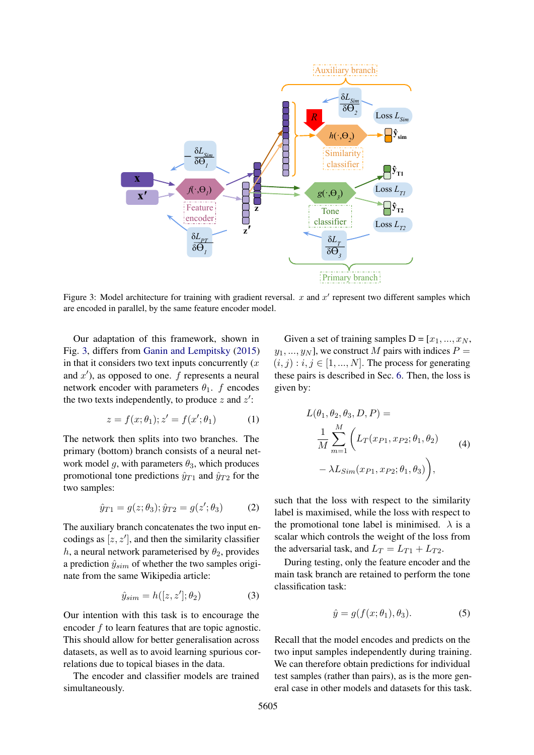Figure 3: Model architecture for training with gradient reversal. $x$ and $x'$ represent two different samples which are encoded in parallel, by the same feature encoder model.

Our adaptation of this framework, shown in Fig. 3, differs from Ganin and Lempitsky (2015) in that it considers two text inputs concurrently ($x$ and $x'$), as opposed to one. $f$ represents a neural network encoder with parameters $\theta_1$. $f$ encodes the two texts independently, to produce $z$ and $z'$:

$$z = f(x; \theta_1); z' = f(x'; \theta_1) \tag{1}$$

The network then splits into two branches. The primary (bottom) branch consists of a neural network model $g$, with parameters $\theta_3$, which produces promotional tone predictions $\hat{y}_{T1}$ and $\hat{y}_{T2}$ for the two samples:

$$\hat{y}_{T1} = g(z; \theta_3); \hat{y}_{T2} = g(z'; \theta_3) \tag{2}$$

The auxiliary branch concatenates the two input encodings as $[z, z']$, and then the similarity classifier $h$, a neural network parameterised by $\theta_2$, provides a prediction $\hat{y}_{sim}$ of whether the two samples originate from the same Wikipedia article:

$$\hat{y}_{sim} = h([z, z']; \theta_2) \tag{3}$$

Our intention with this task is to encourage the encoder $f$ to learn features that are topic agnostic. This should allow for better generalisation across datasets, as well as to avoid learning spurious correlations due to topical biases in the data.

The encoder and classifier models are trained simultaneously.

Given a set of training samples D = $[x_1, ..., x_N, y_1, ..., y_N]$, we construct $M$ pairs with indices $P = (i, j) : i, j \in [1, ..., N]$. The process for generating these pairs is described in Sec. 6. Then, the loss is given by:

$$L(\theta_1, \theta_2, \theta_3, D, P) = \frac{1}{M} \sum_{m=1}^{M} \Big( L_T(x_{P1}, x_{P2}; \theta_1, \theta_2) - \lambda L_{Sim}(x_{P1}, x_{P2}; \theta_1, \theta_3) \Big), \tag{4}$$

such that the loss with respect to the similarity label is maximised, while the loss with respect to the promotional tone label is minimised. $\lambda$ is a scalar which controls the weight of the loss from the adversarial task, and $L_T = L_{T1} + L_{T2}$.

During testing, only the feature encoder and the main task branch are retained to perform the tone classification task:

$$\hat{y} = g(f(x; \theta_1), \theta_3). \tag{5}$$

Recall that the model encodes and predicts on the two input samples independently during training. We can therefore obtain predictions for individual test samples (rather than pairs), as is the more general case in other models and datasets for this task.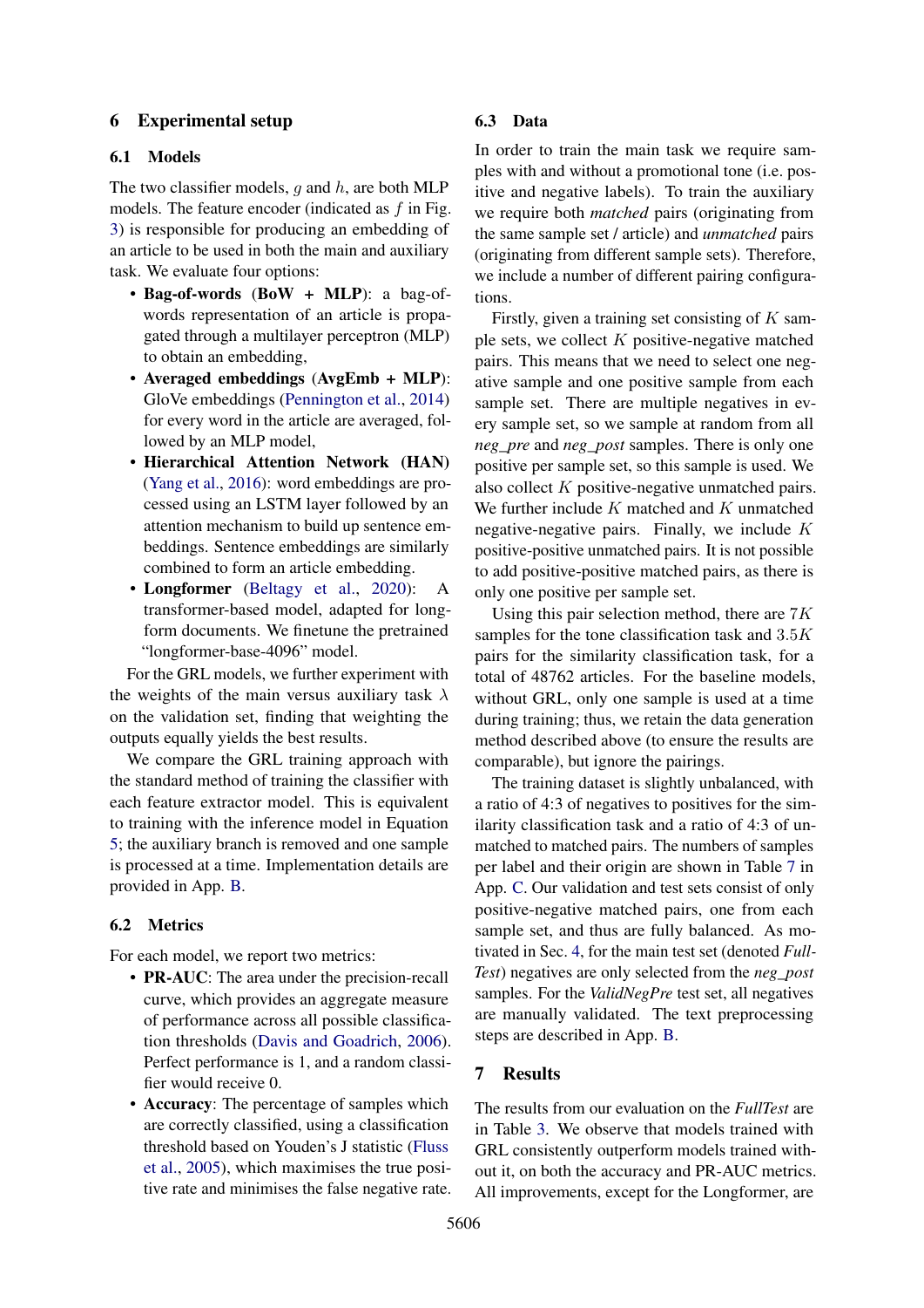## 6 Experimental setup

### 6.1 Models

The two classifier models, $g$ and $h$, are both MLP models. The feature encoder (indicated as $f$ in Fig. 3) is responsible for producing an embedding of an article to be used in both the main and auxiliary task. We evaluate four options:

- **Bag-of-words (BoW + MLP)**: a bag-of-words representation of an article is propagated through a multilayer perceptron (MLP) to obtain an embedding,
- **Averaged embeddings (AvgEmb + MLP)**: GloVe embeddings (Pennington et al., 2014) for every word in the article are averaged, followed by an MLP model,
- **Hierarchical Attention Network (HAN)** (Yang et al., 2016): word embeddings are processed using an LSTM layer followed by an attention mechanism to build up sentence embeddings. Sentence embeddings are similarly combined to form an article embedding.
- **Longformer** (Beltagy et al., 2020): A transformer-based model, adapted for long-form documents. We finetune the pretrained "longformer-base-4096" model.

For the GRL models, we further experiment with the weights of the main versus auxiliary task $\lambda$ on the validation set, finding that weighting the outputs equally yields the best results.

We compare the GRL training approach with the standard method of training the classifier with each feature extractor model. This is equivalent to training with the inference model in Equation 5; the auxiliary branch is removed and one sample is processed at a time. Implementation details are provided in App. B.

### 6.2 Metrics

For each model, we report two metrics:

- **PR-AUC**: The area under the precision-recall curve, which provides an aggregate measure of performance across all possible classification thresholds (Davis and Goadrich, 2006). Perfect performance is 1, and a random classifier would receive 0.
- **Accuracy**: The percentage of samples which are correctly classified, using a classification threshold based on Youden's J statistic (Fluss et al., 2005), which maximises the true positive rate and minimises the false negative rate.

### 6.3 Data

In order to train the main task we require samples with and without a promotional tone (i.e. positive and negative labels). To train the auxiliary we require both *matched* pairs (originating from the same sample set / article) and *unmatched* pairs (originating from different sample sets). Therefore, we include a number of different pairing configurations.

Firstly, given a training set consisting of $K$ sample sets, we collect $K$ positive-negative matched pairs. This means that we need to select one negative sample and one positive sample from each sample set. There are multiple negatives in every sample set, so we sample at random from all *neg_pre* and *neg_post* samples. There is only one positive per sample set, so this sample is used. We also collect $K$ positive-negative unmatched pairs. We further include $K$ matched and $K$ unmatched negative-negative pairs. Finally, we include $K$ positive-positive unmatched pairs. It is not possible to add positive-positive matched pairs, as there is only one positive per sample set.

Using this pair selection method, there are $7K$ samples for the tone classification task and $3.5K$ pairs for the similarity classification task, for a total of 48762 articles. For the baseline models, without GRL, only one sample is used at a time during training; thus, we retain the data generation method described above (to ensure the results are comparable), but ignore the pairings.

The training dataset is slightly unbalanced, with a ratio of 4:3 of negatives to positives for the similarity classification task and a ratio of 4:3 of unmatched to matched pairs. The numbers of samples per label and their origin are shown in Table 7 in App. C. Our validation and test sets consist of only positive-negative matched pairs, one from each sample set, and thus are fully balanced. As motivated in Sec. 4, for the main test set (denoted *FullTest*) negatives are only selected from the *neg_post* samples. For the *ValidNegPre* test set, all negatives are manually validated. The text preprocessing steps are described in App. B.

## 7 Results

The results from our evaluation on the *FullTest* are in Table 3. We observe that models trained with GRL consistently outperform models trained without it, on both the accuracy and PR-AUC metrics. All improvements, except for the Longformer, are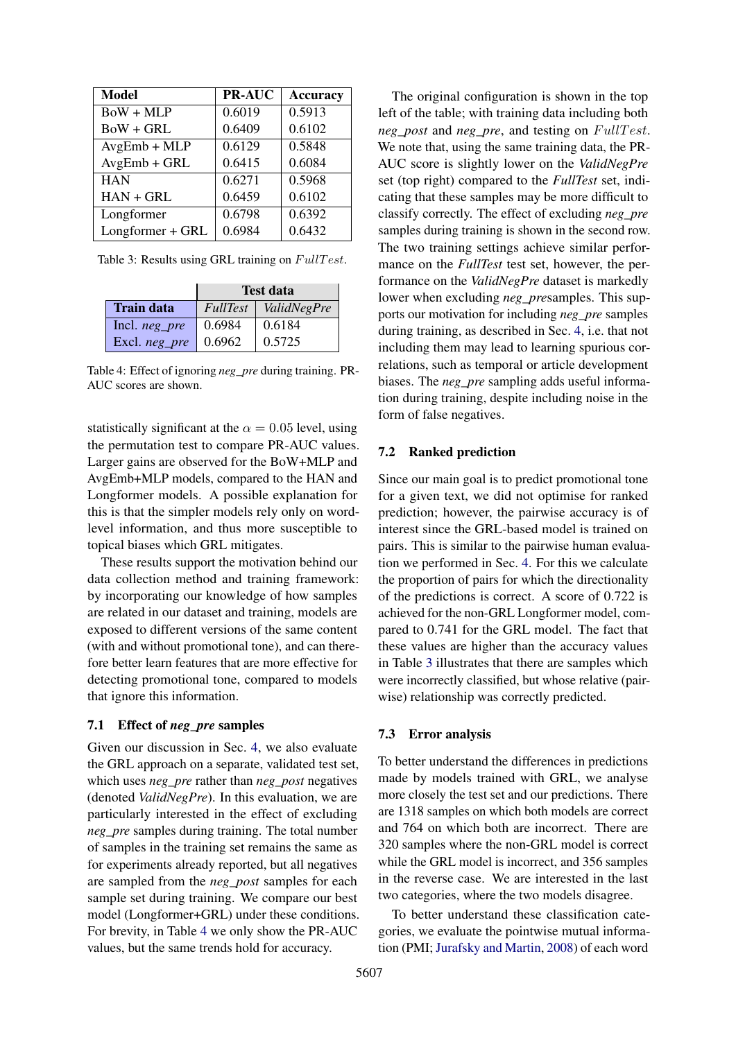| Model | PR-AUC | Accuracy |
|---|---|---|
| BoW + MLP | 0.6019 | 0.5913 |
| BoW + GRL | 0.6409 | 0.6102 |
| AvgEmb + MLP | 0.6129 | 0.5848 |
| AvgEmb + GRL | 0.6415 | 0.6084 |
| HAN | 0.6271 | 0.5968 |
| HAN + GRL | 0.6459 | 0.6102 |
| Longformer | 0.6798 | 0.6392 |
| Longformer + GRL | 0.6984 | 0.6432 |

Table 3: Results using GRL training on $FullTest$.

| | Test data | |
|---|---|---|
| **Train data** | *FullTest* | *ValidNegPre* |
| Incl. *neg_pre* | 0.6984 | 0.6184 |
| Excl. *neg_pre* | 0.6962 | 0.5725 |

Table 4: Effect of ignoring *neg_pre* during training. PR-AUC scores are shown.

statistically significant at the $\alpha = 0.05$ level, using the permutation test to compare PR-AUC values. Larger gains are observed for the BoW+MLP and AvgEmb+MLP models, compared to the HAN and Longformer models. A possible explanation for this is that the simpler models rely only on word-level information, and thus more susceptible to topical biases which GRL mitigates.

These results support the motivation behind our data collection method and training framework: by incorporating our knowledge of how samples are related in our dataset and training, models are exposed to different versions of the same content (with and without promotional tone), and can therefore better learn features that are more effective for detecting promotional tone, compared to models that ignore this information.

### 7.1 Effect of *neg_pre* samples

Given our discussion in Sec. 4, we also evaluate the GRL approach on a separate, validated test set, which uses *neg_pre* rather than *neg_post* negatives (denoted *ValidNegPre*). In this evaluation, we are particularly interested in the effect of excluding *neg_pre* samples during training. The total number of samples in the training set remains the same as for experiments already reported, but all negatives are sampled from the *neg_post* samples for each sample set during training. We compare our best model (Longformer+GRL) under these conditions. For brevity, in Table 4 we only show the PR-AUC values, but the same trends hold for accuracy.

The original configuration is shown in the top left of the table; with training data including both *neg_post* and *neg_pre*, and testing on $FullTest$. We note that, using the same training data, the PR-AUC score is slightly lower on the *ValidNegPre* set (top right) compared to the *FullTest* set, indicating that these samples may be more difficult to classify correctly. The effect of excluding *neg_pre* samples during training is shown in the second row. The two training settings achieve similar performance on the *FullTest* test set, however, the performance on the *ValidNegPre* dataset is markedly lower when excluding *neg_pre*samples. This supports our motivation for including *neg_pre* samples during training, as described in Sec. 4, i.e. that not including them may lead to learning spurious correlations, such as temporal or article development biases. The *neg_pre* sampling adds useful information during training, despite including noise in the form of false negatives.

### 7.2 Ranked prediction

Since our main goal is to predict promotional tone for a given text, we did not optimise for ranked prediction; however, the pairwise accuracy is of interest since the GRL-based model is trained on pairs. This is similar to the pairwise human evaluation we performed in Sec. 4. For this we calculate the proportion of pairs for which the directionality of the predictions is correct. A score of 0.722 is achieved for the non-GRL Longformer model, compared to 0.741 for the GRL model. The fact that these values are higher than the accuracy values in Table 3 illustrates that there are samples which were incorrectly classified, but whose relative (pairwise) relationship was correctly predicted.

### 7.3 Error analysis

To better understand the differences in predictions made by models trained with GRL, we analyse more closely the test set and our predictions. There are 1318 samples on which both models are correct and 764 on which both are incorrect. There are 320 samples where the non-GRL model is correct while the GRL model is incorrect, and 356 samples in the reverse case. We are interested in the last two categories, where the two models disagree.

To better understand these classification categories, we evaluate the pointwise mutual information (PMI; Jurafsky and Martin, 2008) of each word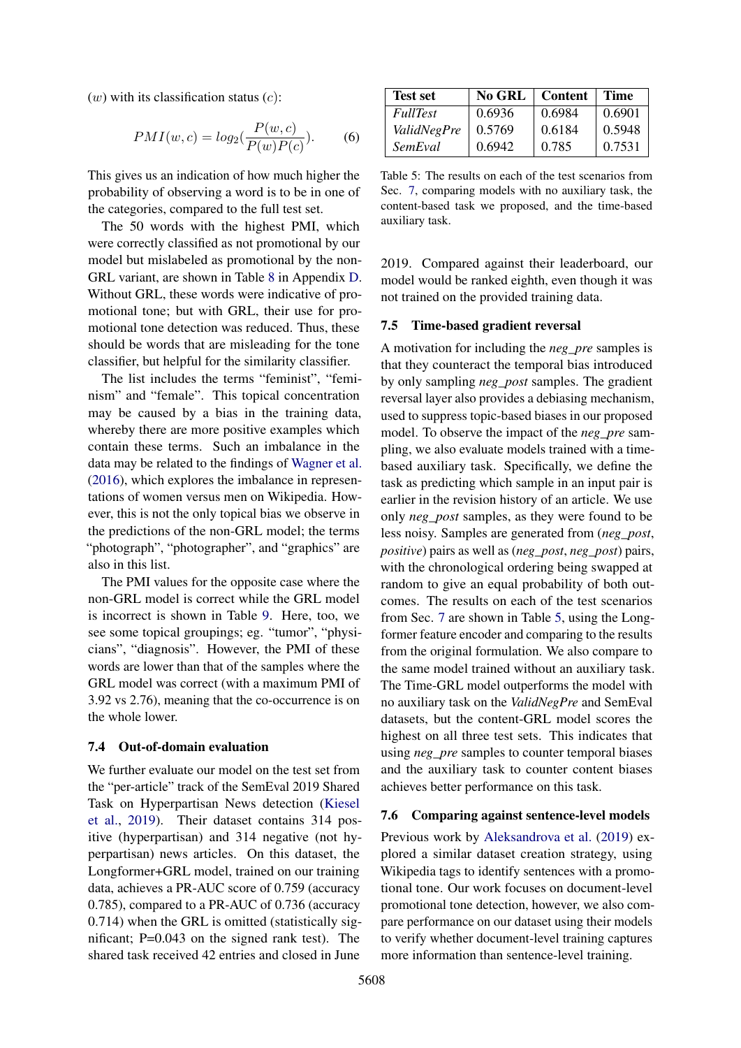($w$) with its classification status ($c$):

$$PMI(w,c) = log_2(\frac{P(w,c)}{P(w)P(c)}). \quad (6)$$

This gives us an indication of how much higher the probability of observing a word is to be in one of the categories, compared to the full test set.

The 50 words with the highest PMI, which were correctly classified as not promotional by our model but mislabeled as promotional by the non-GRL variant, are shown in Table 8 in Appendix D. Without GRL, these words were indicative of promotional tone; but with GRL, their use for promotional tone detection was reduced. Thus, these should be words that are misleading for the tone classifier, but helpful for the similarity classifier.

The list includes the terms "feminist", "feminism" and "female". This topical concentration may be caused by a bias in the training data, whereby there are more positive examples which contain these terms. Such an imbalance in the data may be related to the findings of Wagner et al. (2016), which explores the imbalance in representations of women versus men on Wikipedia. However, this is not the only topical bias we observe in the predictions of the non-GRL model; the terms "photograph", "photographer", and "graphics" are also in this list.

The PMI values for the opposite case where the non-GRL model is correct while the GRL model is incorrect is shown in Table 9. Here, too, we see some topical groupings; eg. "tumor", "physicians", "diagnosis". However, the PMI of these words are lower than that of the samples where the GRL model was correct (with a maximum PMI of 3.92 vs 2.76), meaning that the co-occurrence is on the whole lower.

### 7.4 Out-of-domain evaluation

We further evaluate our model on the test set from the "per-article" track of the SemEval 2019 Shared Task on Hyperpartisan News detection (Kiesel et al., 2019). Their dataset contains 314 positive (hyperpartisan) and 314 negative (not hyperpartisan) news articles. On this dataset, the Longformer+GRL model, trained on our training data, achieves a PR-AUC score of 0.759 (accuracy 0.785), compared to a PR-AUC of 0.736 (accuracy 0.714) when the GRL is omitted (statistically significant; P=0.043 on the signed rank test). The shared task received 42 entries and closed in June 2019. Compared against their leaderboard, our model would be ranked eighth, even though it was not trained on the provided training data.

| Test set | No GRL | Content | Time |
|---|---|---|---|
| *FullTest* | 0.6936 | 0.6984 | 0.6901 |
| *ValidNegPre* | 0.5769 | 0.6184 | 0.5948 |
| *SemEval* | 0.6942 | 0.785 | 0.7531 |

Table 5: The results on each of the test scenarios from Sec. 7, comparing models with no auxiliary task, the content-based task we proposed, and the time-based auxiliary task.

### 7.5 Time-based gradient reversal

A motivation for including the *neg_pre* samples is that they counteract the temporal bias introduced by only sampling *neg_post* samples. The gradient reversal layer also provides a debiasing mechanism, used to suppress topic-based biases in our proposed model. To observe the impact of the *neg_pre* sampling, we also evaluate models trained with a time-based auxiliary task. Specifically, we define the task as predicting which sample in an input pair is earlier in the revision history of an article. We use only *neg_post* samples, as they were found to be less noisy. Samples are generated from (*neg_post*, *positive*) pairs as well as (*neg_post*, *neg_post*) pairs, with the chronological ordering being swapped at random to give an equal probability of both outcomes. The results on each of the test scenarios from Sec. 7 are shown in Table 5, using the Longformer feature encoder and comparing to the results from the original formulation. We also compare to the same model trained without an auxiliary task. The Time-GRL model outperforms the model with no auxiliary task on the *ValidNegPre* and SemEval datasets, but the content-GRL model scores the highest on all three test sets. This indicates that using *neg_pre* samples to counter temporal biases and the auxiliary task to counter content biases achieves better performance on this task.

### 7.6 Comparing against sentence-level models

Previous work by Aleksandrova et al. (2019) explored a similar dataset creation strategy, using Wikipedia tags to identify sentences with a promotional tone. Our work focuses on document-level promotional tone detection, however, we also compare performance on our dataset using their models to verify whether document-level training captures more information than sentence-level training.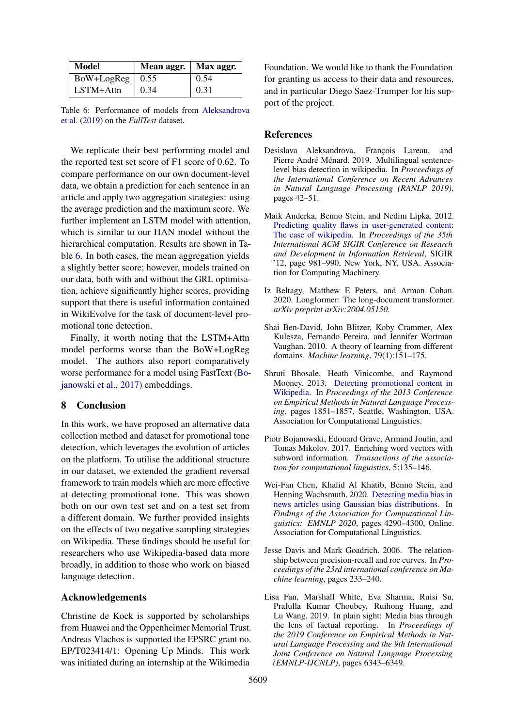| Model | Mean aggr. | Max aggr. |
| --- | --- | --- |
| BoW+LogReg | 0.55 | 0.54 |
| LSTM+Attn | 0.34 | 0.31 |

Table 6: Performance of models from Aleksandrova et al. (2019) on the *FullTest* dataset.

We replicate their best performing model and the reported test set score of F1 score of 0.62. To compare performance on our own document-level data, we obtain a prediction for each sentence in an article and apply two aggregation strategies: using the average prediction and the maximum score. We further implement an LSTM model with attention, which is similar to our HAN model without the hierarchical computation. Results are shown in Table 6. In both cases, the mean aggregation yields a slightly better score; however, models trained on our data, both with and without the GRL optimisation, achieve significantly higher scores, providing support that there is useful information contained in WikiEvolve for the task of document-level promotional tone detection.

Finally, it worth noting that the LSTM+Attn model performs worse than the BoW+LogReg model. The authors also report comparatively worse performance for a model using FastText (Bojanowski et al., 2017) embeddings.

## 8 Conclusion

In this work, we have proposed an alternative data collection method and dataset for promotional tone detection, which leverages the evolution of articles on the platform. To utilise the additional structure in our dataset, we extended the gradient reversal framework to train models which are more effective at detecting promotional tone. This was shown both on our own test set and on a test set from a different domain. We further provided insights on the effects of two negative sampling strategies on Wikipedia. These findings should be useful for researchers who use Wikipedia-based data more broadly, in addition to those who work on biased language detection.

## Acknowledgements

Christine de Kock is supported by scholarships from Huawei and the Oppenheimer Memorial Trust. Andreas Vlachos is supported the EPSRC grant no. EP/T023414/1: Opening Up Minds. This work was initiated during an internship at the Wikimedia Foundation. We would like to thank the Foundation for granting us access to their data and resources, and in particular Diego Saez-Trumper for his support of the project.

## References

Desislava Aleksandrova, François Lareau, and Pierre André Ménard. 2019. Multilingual sentence-level bias detection in wikipedia. In *Proceedings of the International Conference on Recent Advances in Natural Language Processing (RANLP 2019)*, pages 42–51.

Maik Anderka, Benno Stein, and Nedim Lipka. 2012. Predicting quality flaws in user-generated content: The case of wikipedia. In *Proceedings of the 35th International ACM SIGIR Conference on Research and Development in Information Retrieval*, SIGIR '12, page 981–990, New York, NY, USA. Association for Computing Machinery.

Iz Beltagy, Matthew E Peters, and Arman Cohan. 2020. Longformer: The long-document transformer. *arXiv preprint arXiv:2004.05150*.

Shai Ben-David, John Blitzer, Koby Crammer, Alex Kulesza, Fernando Pereira, and Jennifer Wortman Vaughan. 2010. A theory of learning from different domains. *Machine learning*, 79(1):151–175.

Shruti Bhosale, Heath Vinicombe, and Raymond Mooney. 2013. Detecting promotional content in Wikipedia. In *Proceedings of the 2013 Conference on Empirical Methods in Natural Language Processing*, pages 1851–1857, Seattle, Washington, USA. Association for Computational Linguistics.

Piotr Bojanowski, Edouard Grave, Armand Joulin, and Tomas Mikolov. 2017. Enriching word vectors with subword information. *Transactions of the association for computational linguistics*, 5:135–146.

Wei-Fan Chen, Khalid Al Khatib, Benno Stein, and Henning Wachsmuth. 2020. Detecting media bias in news articles using Gaussian bias distributions. In *Findings of the Association for Computational Linguistics: EMNLP 2020*, pages 4290–4300, Online. Association for Computational Linguistics.

Jesse Davis and Mark Goadrich. 2006. The relationship between precision-recall and roc curves. In *Proceedings of the 23rd international conference on Machine learning*, pages 233–240.

Lisa Fan, Marshall White, Eva Sharma, Ruisi Su, Prafulla Kumar Choubey, Ruihong Huang, and Lu Wang. 2019. In plain sight: Media bias through the lens of factual reporting. In *Proceedings of the 2019 Conference on Empirical Methods in Natural Language Processing and the 9th International Joint Conference on Natural Language Processing (EMNLP-IJCNLP)*, pages 6343–6349.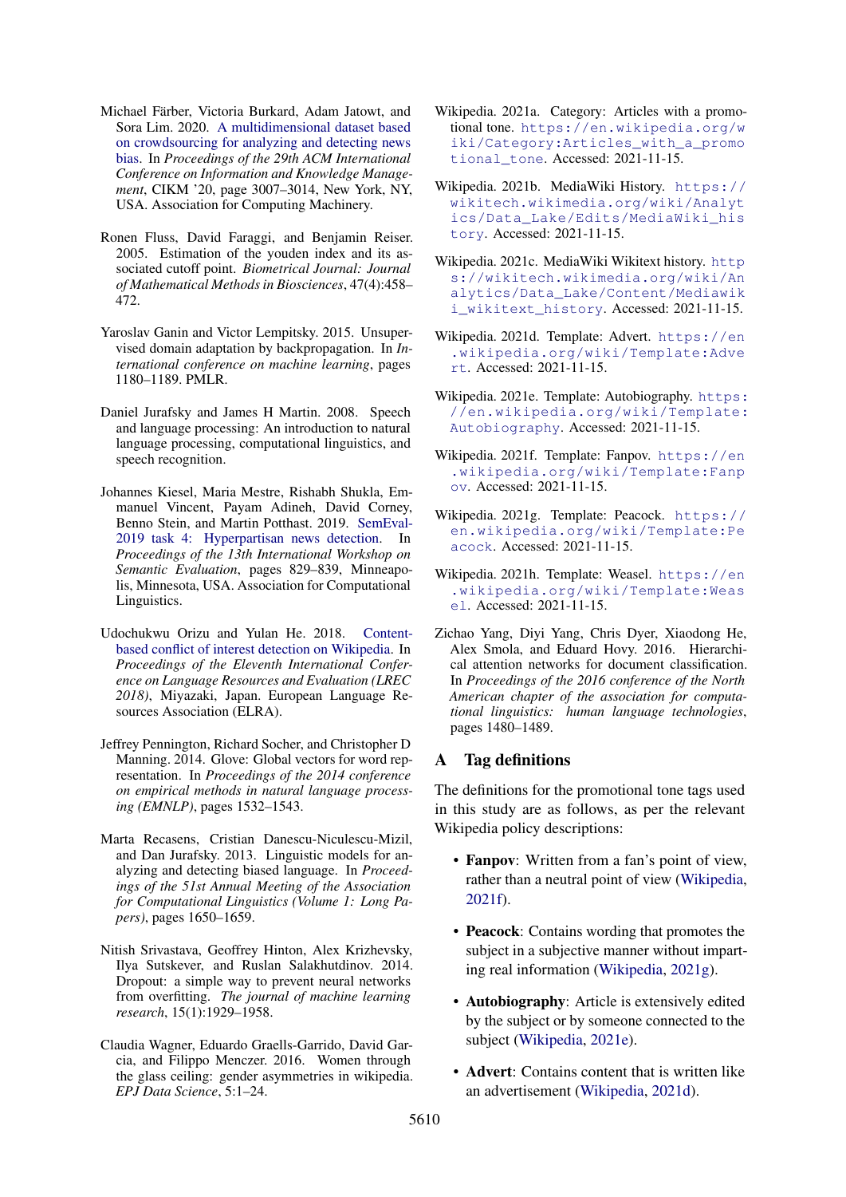Michael Färber, Victoria Burkard, Adam Jatowt, and Sora Lim. 2020. A multidimensional dataset based on crowdsourcing for analyzing and detecting news bias. In *Proceedings of the 29th ACM International Conference on Information and Knowledge Management*, CIKM '20, page 3007–3014, New York, NY, USA. Association for Computing Machinery.

Ronen Fluss, David Faraggi, and Benjamin Reiser. 2005. Estimation of the youden index and its associated cutoff point. *Biometrical Journal: Journal of Mathematical Methods in Biosciences*, 47(4):458–472.

Yaroslav Ganin and Victor Lempitsky. 2015. Unsupervised domain adaptation by backpropagation. In *International conference on machine learning*, pages 1180–1189. PMLR.

Daniel Jurafsky and James H Martin. 2008. Speech and language processing: An introduction to natural language processing, computational linguistics, and speech recognition.

Johannes Kiesel, Maria Mestre, Rishabh Shukla, Emmanuel Vincent, Payam Adineh, David Corney, Benno Stein, and Martin Potthast. 2019. SemEval-2019 task 4: Hyperpartisan news detection. In *Proceedings of the 13th International Workshop on Semantic Evaluation*, pages 829–839, Minneapolis, Minnesota, USA. Association for Computational Linguistics.

Udochukwu Orizu and Yulan He. 2018. Content-based conflict of interest detection on Wikipedia. In *Proceedings of the Eleventh International Conference on Language Resources and Evaluation (LREC 2018)*, Miyazaki, Japan. European Language Resources Association (ELRA).

Jeffrey Pennington, Richard Socher, and Christopher D Manning. 2014. Glove: Global vectors for word representation. In *Proceedings of the 2014 conference on empirical methods in natural language processing (EMNLP)*, pages 1532–1543.

Marta Recasens, Cristian Danescu-Niculescu-Mizil, and Dan Jurafsky. 2013. Linguistic models for analyzing and detecting biased language. In *Proceedings of the 51st Annual Meeting of the Association for Computational Linguistics (Volume 1: Long Papers)*, pages 1650–1659.

Nitish Srivastava, Geoffrey Hinton, Alex Krizhevsky, Ilya Sutskever, and Ruslan Salakhutdinov. 2014. Dropout: a simple way to prevent neural networks from overfitting. *The journal of machine learning research*, 15(1):1929–1958.

Claudia Wagner, Eduardo Graells-Garrido, David Garcia, and Filippo Menczer. 2016. Women through the glass ceiling: gender asymmetries in wikipedia. *EPJ Data Science*, 5:1–24.

Wikipedia. 2021a. Category: Articles with a promotional tone. https://en.wikipedia.org/wiki/Category:Articles_with_a_promotional_tone. Accessed: 2021-11-15.

Wikipedia. 2021b. MediaWiki History. https://wikitech.wikimedia.org/wiki/Analytics/Data_Lake/Edits/MediaWiki_history. Accessed: 2021-11-15.

Wikipedia. 2021c. MediaWiki Wikitext history. https://wikitech.wikimedia.org/wiki/Analytics/Data_Lake/Content/Mediawiki_wikitext_history. Accessed: 2021-11-15.

Wikipedia. 2021d. Template: Advert. https://en.wikipedia.org/wiki/Template:Advert. Accessed: 2021-11-15.

Wikipedia. 2021e. Template: Autobiography. https://en.wikipedia.org/wiki/Template:Autobiography. Accessed: 2021-11-15.

Wikipedia. 2021f. Template: Fanpov. https://en.wikipedia.org/wiki/Template:Fanpov. Accessed: 2021-11-15.

Wikipedia. 2021g. Template: Peacock. https://en.wikipedia.org/wiki/Template:Peacock. Accessed: 2021-11-15.

Wikipedia. 2021h. Template: Weasel. https://en.wikipedia.org/wiki/Template:Weasel. Accessed: 2021-11-15.

Zichao Yang, Diyi Yang, Chris Dyer, Xiaodong He, Alex Smola, and Eduard Hovy. 2016. Hierarchical attention networks for document classification. In *Proceedings of the 2016 conference of the North American chapter of the association for computational linguistics: human language technologies*, pages 1480–1489.

## A Tag definitions

The definitions for the promotional tone tags used in this study are as follows, as per the relevant Wikipedia policy descriptions:

- **Fanpov**: Written from a fan's point of view, rather than a neutral point of view (Wikipedia, 2021f).
- **Peacock**: Contains wording that promotes the subject in a subjective manner without imparting real information (Wikipedia, 2021g).
- **Autobiography**: Article is extensively edited by the subject or by someone connected to the subject (Wikipedia, 2021e).
- **Advert**: Contains content that is written like an advertisement (Wikipedia, 2021d).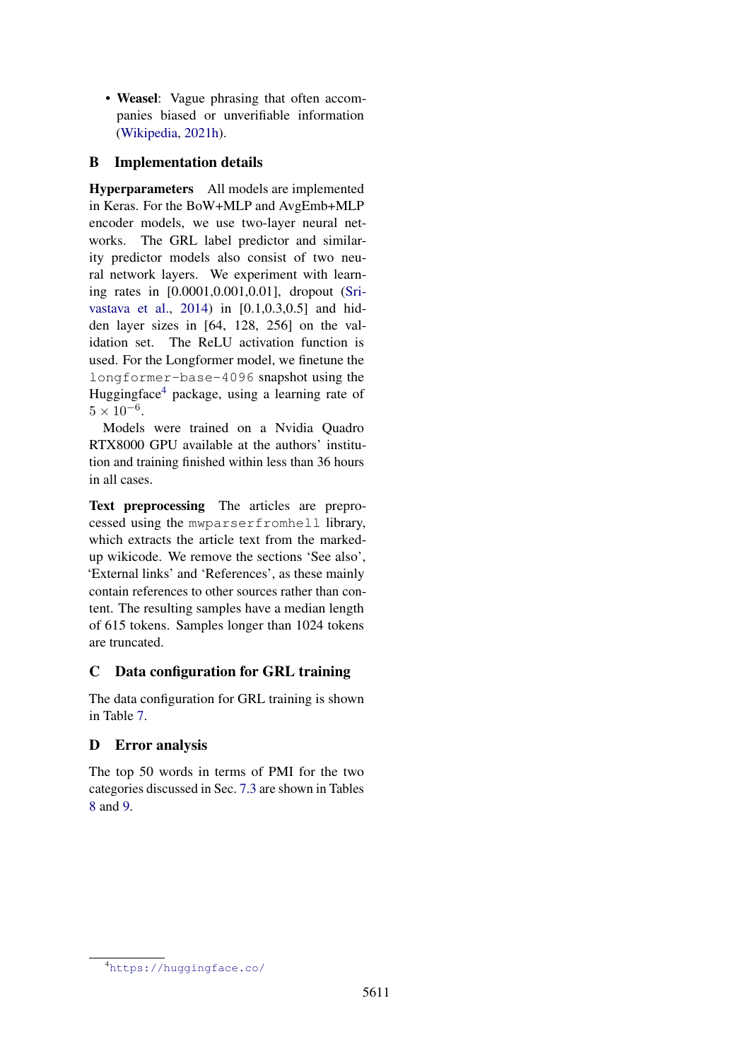- **Weasel**: Vague phrasing that often accompanies biased or unverifiable information (Wikipedia, 2021h).

## B Implementation details

**Hyperparameters** All models are implemented in Keras. For the BoW+MLP and AvgEmb+MLP encoder models, we use two-layer neural networks. The GRL label predictor and similarity predictor models also consist of two neural network layers. We experiment with learning rates in [0.0001,0.001,0.01], dropout (Srivastava et al., 2014) in [0.1,0.3,0.5] and hidden layer sizes in [64, 128, 256] on the validation set. The ReLU activation function is used. For the Longformer model, we finetune the `longformer-base-4096` snapshot using the Huggingface[4] package, using a learning rate of $5 \times 10^{-6}$.

Models were trained on a Nvidia Quadro RTX8000 GPU available at the authors' institution and training finished within less than 36 hours in all cases.

**Text preprocessing** The articles are preprocessed using the `mwparserfromhell` library, which extracts the article text from the marked-up wikicode. We remove the sections 'See also', 'External links' and 'References', as these mainly contain references to other sources rather than content. The resulting samples have a median length of 615 tokens. Samples longer than 1024 tokens are truncated.

## C Data configuration for GRL training

The data configuration for GRL training is shown in Table 7.

## D Error analysis

The top 50 words in terms of PMI for the two categories discussed in Sec. 7.3 are shown in Tables 8 and 9.

[4] https://huggingface.co/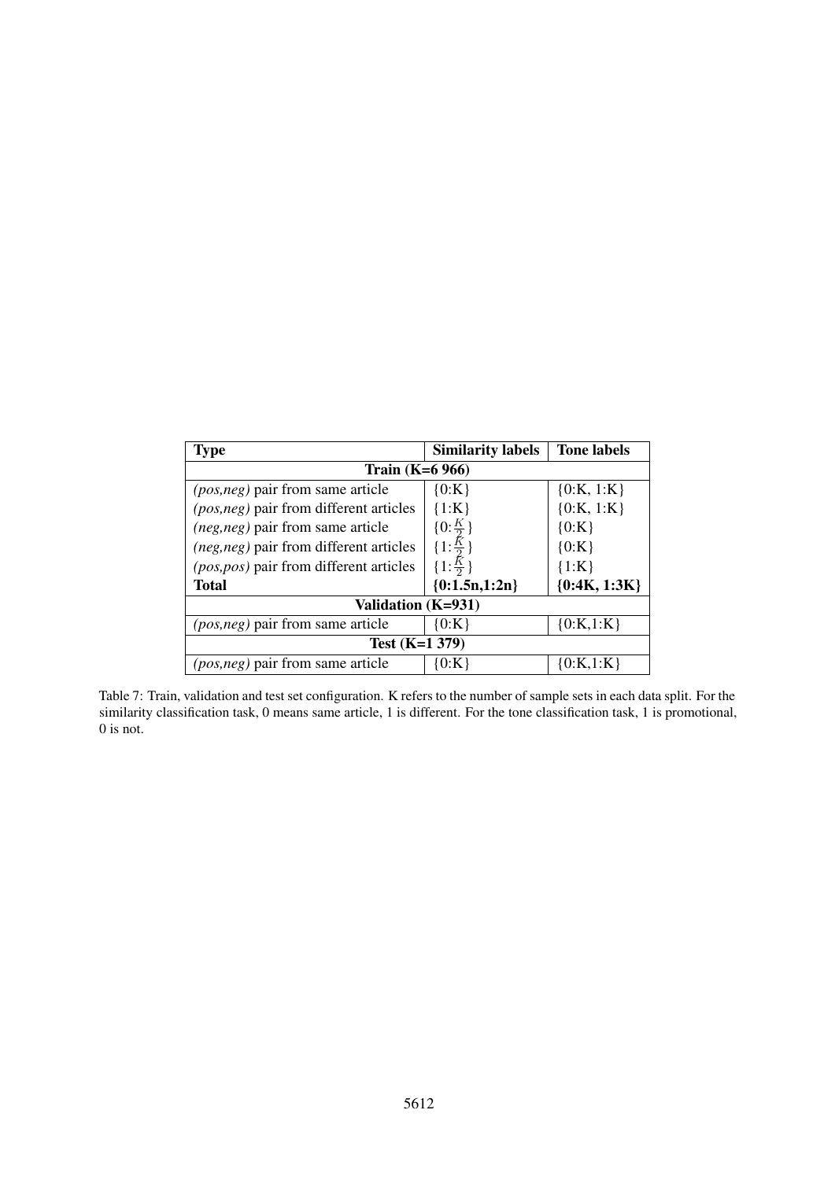| Type | Similarity labels | Tone labels |
|---|---|---|
| **Train (K=6 966)** | | |
| *(pos,neg)* pair from same article | {0:K} | {0:K, 1:K} |
| *(pos,neg)* pair from different articles | {1:K} | {0:K, 1:K} |
| *(neg,neg)* pair from same article | {0:$\frac{K}{2}$} | {0:K} |
| *(neg,neg)* pair from different articles | {1:$\frac{K}{2}$} | {0:K} |
| *(pos,pos)* pair from different articles | {1:$\frac{K}{2}$} | {1:K} |
| **Total** | **{0:1.5n,1:2n}** | **{0:4K, 1:3K}** |
| **Validation (K=931)** | | |
| *(pos,neg)* pair from same article | {0:K} | {0:K,1:K} |
| **Test (K=1 379)** | | |
| *(pos,neg)* pair from same article | {0:K} | {0:K,1:K} |

Table 7: Train, validation and test set configuration. K refers to the number of sample sets in each data split. For the similarity classification task, 0 means same article, 1 is different. For the tone classification task, 1 is promotional, 0 is not.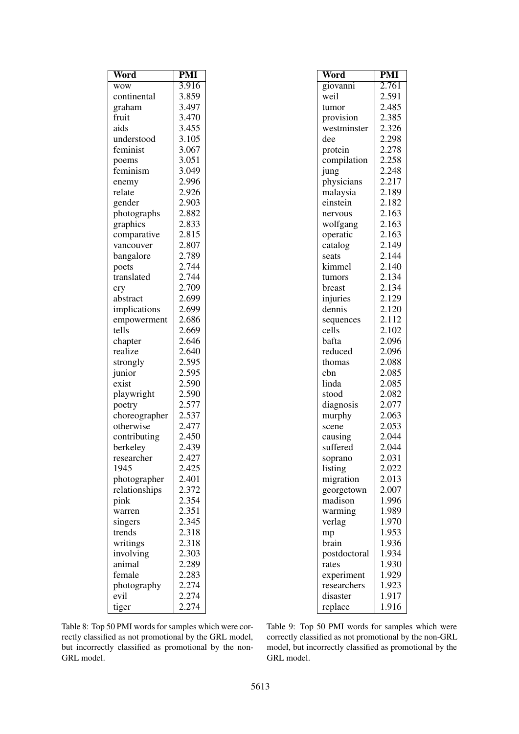| Word | PMI |
|---|---|
| wow | 3.916 |
| continental | 3.859 |
| graham | 3.497 |
| fruit | 3.470 |
| aids | 3.455 |
| understood | 3.105 |
| feminist | 3.067 |
| poems | 3.051 |
| feminism | 3.049 |
| enemy | 2.996 |
| relate | 2.926 |
| gender | 2.903 |
| photographs | 2.882 |
| graphics | 2.833 |
| comparative | 2.815 |
| vancouver | 2.807 |
| bangalore | 2.789 |
| poets | 2.744 |
| translated | 2.744 |
| cry | 2.709 |
| abstract | 2.699 |
| implications | 2.699 |
| empowerment | 2.686 |
| tells | 2.669 |
| chapter | 2.646 |
| realize | 2.640 |
| strongly | 2.595 |
| junior | 2.595 |
| exist | 2.590 |
| playwright | 2.590 |
| poetry | 2.577 |
| choreographer | 2.537 |
| otherwise | 2.477 |
| contributing | 2.450 |
| berkeley | 2.439 |
| researcher | 2.427 |
| 1945 | 2.425 |
| photographer | 2.401 |
| relationships | 2.372 |
| pink | 2.354 |
| warren | 2.351 |
| singers | 2.345 |
| trends | 2.318 |
| writings | 2.318 |
| involving | 2.303 |
| animal | 2.289 |
| female | 2.283 |
| photography | 2.274 |
| evil | 2.274 |
| tiger | 2.274 |

Table 8: Top 50 PMI words for samples which were correctly classified as not promotional by the GRL model, but incorrectly classified as promotional by the non-GRL model.

| Word | PMI |
|---|---|
| giovanni | 2.761 |
| weil | 2.591 |
| tumor | 2.485 |
| provision | 2.385 |
| westminster | 2.326 |
| dee | 2.298 |
| protein | 2.278 |
| compilation | 2.258 |
| jung | 2.248 |
| physicians | 2.217 |
| malaysia | 2.189 |
| einstein | 2.182 |
| nervous | 2.163 |
| wolfgang | 2.163 |
| operatic | 2.163 |
| catalog | 2.149 |
| seats | 2.144 |
| kimmel | 2.140 |
| tumors | 2.134 |
| breast | 2.134 |
| injuries | 2.129 |
| dennis | 2.120 |
| sequences | 2.112 |
| cells | 2.102 |
| bafta | 2.096 |
| reduced | 2.096 |
| thomas | 2.088 |
| cbn | 2.085 |
| linda | 2.085 |
| stood | 2.082 |
| diagnosis | 2.077 |
| murphy | 2.063 |
| scene | 2.053 |
| causing | 2.044 |
| suffered | 2.044 |
| soprano | 2.031 |
| listing | 2.022 |
| migration | 2.013 |
| georgetown | 2.007 |
| madison | 1.996 |
| warming | 1.989 |
| verlag | 1.970 |
| mp | 1.953 |
| brain | 1.936 |
| postdoctoral | 1.934 |
| rates | 1.930 |
| experiment | 1.929 |
| researchers | 1.923 |
| disaster | 1.917 |
| replace | 1.916 |

Table 9: Top 50 PMI words for samples which were correctly classified as not promotional by the non-GRL model, but incorrectly classified as promotional by the GRL model.